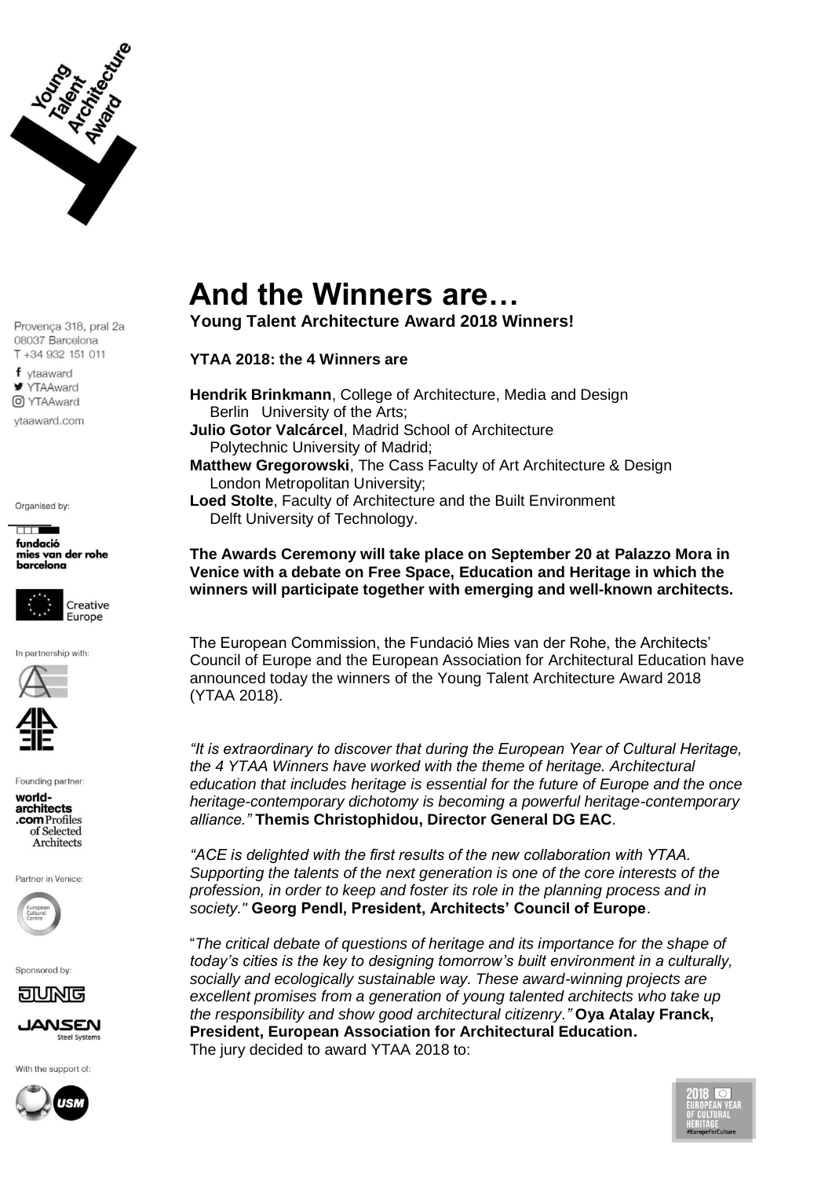# And the Winners are…

**Young Talent Architecture Award 2018 Winners!**

**YTAA 2018: the 4 Winners are**

**Hendrik Brinkmann**, College of Architecture, Media and Design
Berlin University of the Arts;
**Julio Gotor Valcárcel**, Madrid School of Architecture
Polytechnic University of Madrid;
**Matthew Gregorowski**, The Cass Faculty of Art Architecture & Design
London Metropolitan University;
**Loed Stolte**, Faculty of Architecture and the Built Environment
Delft University of Technology.

**The Awards Ceremony will take place on September 20 at Palazzo Mora in Venice with a debate on Free Space, Education and Heritage in which the winners will participate together with emerging and well-known architects.**

The European Commission, the Fundació Mies van der Rohe, the Architects' Council of Europe and the European Association for Architectural Education have announced today the winners of the Young Talent Architecture Award 2018 (YTAA 2018).

*"It is extraordinary to discover that during the European Year of Cultural Heritage, the 4 YTAA Winners have worked with the theme of heritage. Architectural education that includes heritage is essential for the future of Europe and the once heritage-contemporary dichotomy is becoming a powerful heritage-contemporary alliance."* **Themis Christophidou, Director General DG EAC**.

*"ACE is delighted with the first results of the new collaboration with YTAA. Supporting the talents of the next generation is one of the core interests of the profession, in order to keep and foster its role in the planning process and in society."* **Georg Pendl, President, Architects' Council of Europe**.

"*The critical debate of questions of heritage and its importance for the shape of today's cities is the key to designing tomorrow's built environment in a culturally, socially and ecologically sustainable way. These award-winning projects are excellent promises from a generation of young talented architects who take up the responsibility and show good architectural citizenry."* **Oya Atalay Franck, President, European Association for Architectural Education.**

The jury decided to award YTAA 2018 to:

Provença 318, pral 2a
08037 Barcelona
T +34 932 151 011

ytaaward
YTAAward
YTAAward
ytaaward.com

Organised by:
fundació mies van der rohe barcelona
Creative Europe

In partnership with:

Founding partner:
world-architects.com Profiles of Selected Architects

Partner in Venice:
European Cultural Centre

Sponsored by:
JUNG
JANSEN Steel Systems

With the support of:
USM

2018 EUROPEAN YEAR OF CULTURAL HERITAGE #EuropeForCulture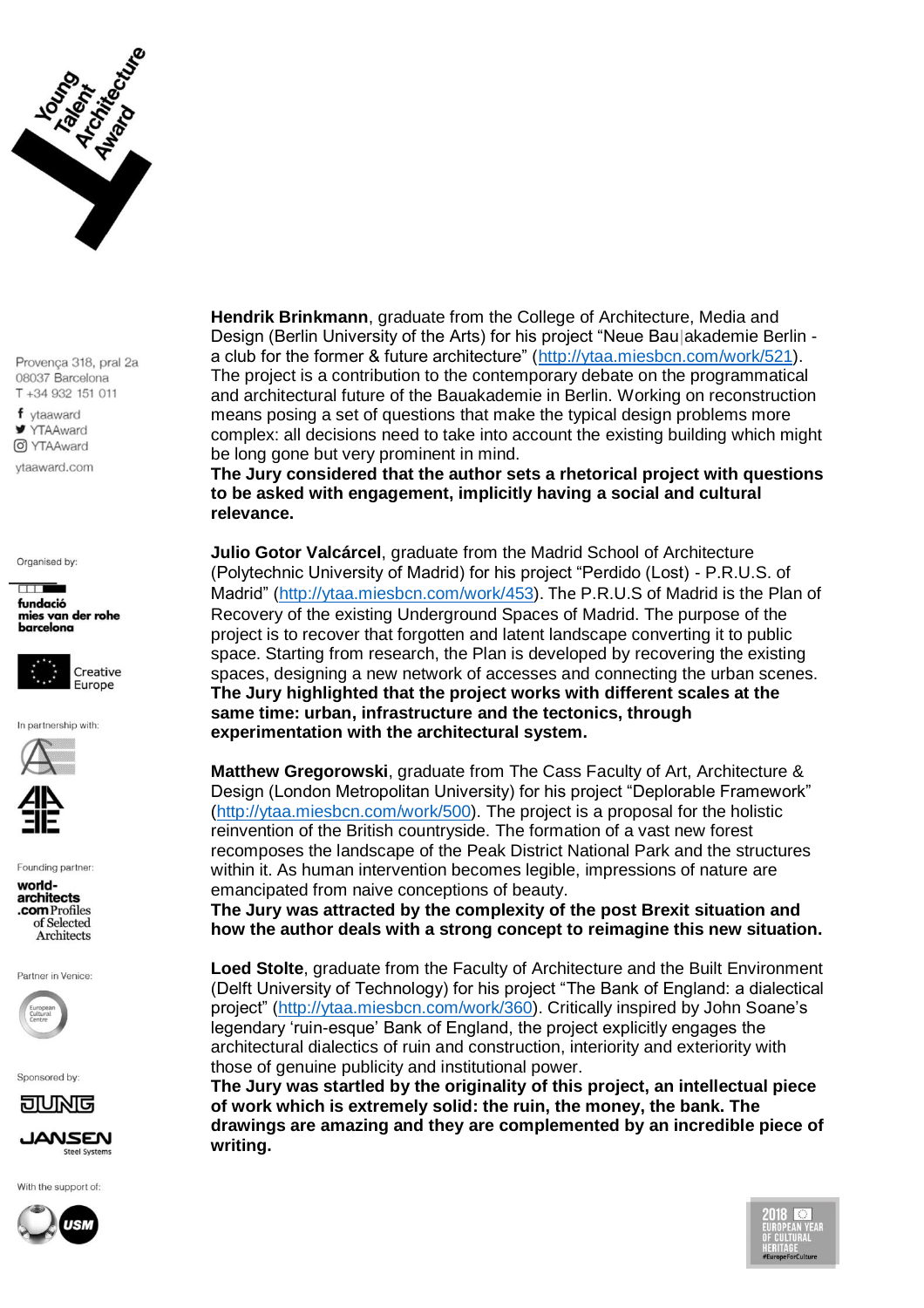**Hendrik Brinkmann**, graduate from the College of Architecture, Media and Design (Berlin University of the Arts) for his project “Neue Bau|akademie Berlin - a club for the former & future architecture” (http://ytaa.miesbcn.com/work/521). The project is a contribution to the contemporary debate on the programmatical and architectural future of the Bauakademie in Berlin. Working on reconstruction means posing a set of questions that make the typical design problems more complex: all decisions need to take into account the existing building which might be long gone but very prominent in mind.
**The Jury considered that the author sets a rhetorical project with questions to be asked with engagement, implicitly having a social and cultural relevance.**

**Julio Gotor Valcárcel**, graduate from the Madrid School of Architecture (Polytechnic University of Madrid) for his project “Perdido (Lost) - P.R.U.S. of Madrid” (http://ytaa.miesbcn.com/work/453). The P.R.U.S of Madrid is the Plan of Recovery of the existing Underground Spaces of Madrid. The purpose of the project is to recover that forgotten and latent landscape converting it to public space. Starting from research, the Plan is developed by recovering the existing spaces, designing a new network of accesses and connecting the urban scenes.
**The Jury highlighted that the project works with different scales at the same time: urban, infrastructure and the tectonics, through experimentation with the architectural system.**

**Matthew Gregorowski**, graduate from The Cass Faculty of Art, Architecture & Design (London Metropolitan University) for his project “Deplorable Framework” (http://ytaa.miesbcn.com/work/500). The project is a proposal for the holistic reinvention of the British countryside. The formation of a vast new forest recomposes the landscape of the Peak District National Park and the structures within it. As human intervention becomes legible, impressions of nature are emancipated from naive conceptions of beauty.
**The Jury was attracted by the complexity of the post Brexit situation and how the author deals with a strong concept to reimagine this new situation.**

**Loed Stolte**, graduate from the Faculty of Architecture and the Built Environment (Delft University of Technology) for his project “The Bank of England: a dialectical project” (http://ytaa.miesbcn.com/work/360). Critically inspired by John Soane’s legendary ‘ruin-esque’ Bank of England, the project explicitly engages the architectural dialectics of ruin and construction, interiority and exteriority with those of genuine publicity and institutional power.
**The Jury was startled by the originality of this project, an intellectual piece of work which is extremely solid: the ruin, the money, the bank. The drawings are amazing and they are complemented by an incredible piece of writing.**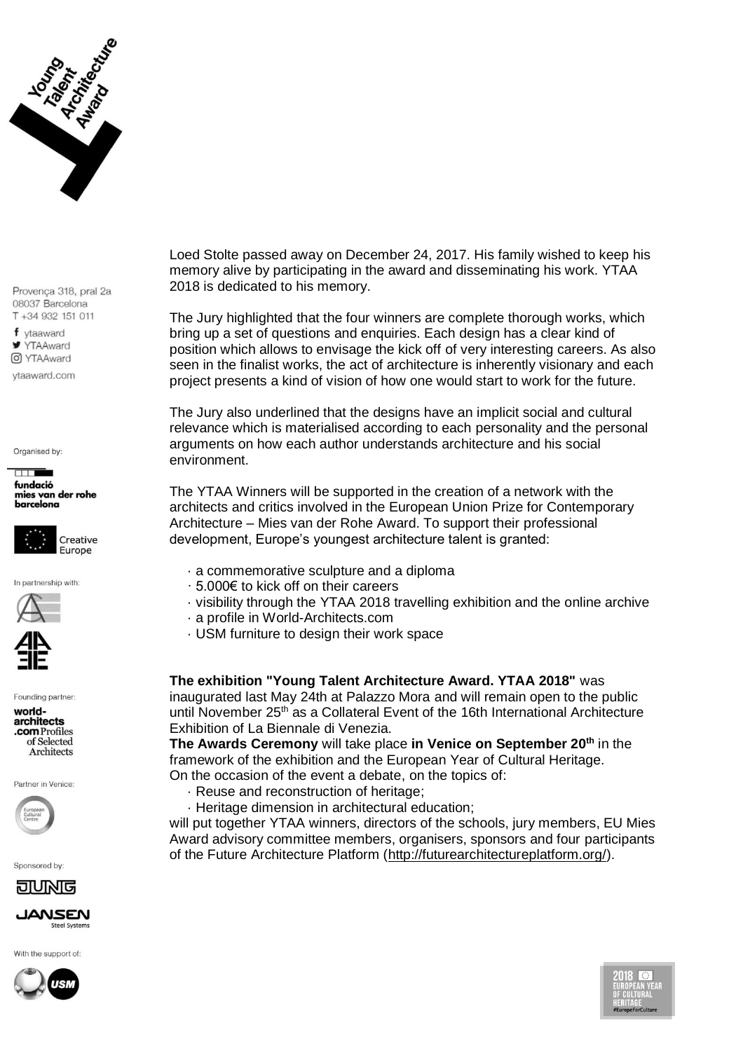Provença 318, pral 2a
08037 Barcelona
T +34 932 151 011

ytaaward
YTAAward
YTAAward
ytaaward.com

Organised by:

Creative Europe

In partnership with:

Founding partner:

Partner in Venice:

Sponsored by:

With the support of:

Loed Stolte passed away on December 24, 2017. His family wished to keep his memory alive by participating in the award and disseminating his work. YTAA 2018 is dedicated to his memory.

The Jury highlighted that the four winners are complete thorough works, which bring up a set of questions and enquiries. Each design has a clear kind of position which allows to envisage the kick off of very interesting careers. As also seen in the finalist works, the act of architecture is inherently visionary and each project presents a kind of vision of how one would start to work for the future.

The Jury also underlined that the designs have an implicit social and cultural relevance which is materialised according to each personality and the personal arguments on how each author understands architecture and his social environment.

The YTAA Winners will be supported in the creation of a network with the architects and critics involved in the European Union Prize for Contemporary Architecture – Mies van der Rohe Award. To support their professional development, Europe's youngest architecture talent is granted:

- a commemorative sculpture and a diploma
- 5.000€ to kick off on their careers
- visibility through the YTAA 2018 travelling exhibition and the online archive
- a profile in World-Architects.com
- USM furniture to design their work space

**The exhibition "Young Talent Architecture Award. YTAA 2018"** was inaugurated last May 24th at Palazzo Mora and will remain open to the public until November 25th as a Collateral Event of the 16th International Architecture Exhibition of La Biennale di Venezia.

**The Awards Ceremony** will take place **in Venice on September 20th** in the framework of the exhibition and the European Year of Cultural Heritage.

On the occasion of the event a debate, on the topics of:

- Reuse and reconstruction of heritage;
- Heritage dimension in architectural education;

will put together YTAA winners, directors of the schools, jury members, EU Mies Award advisory committee members, organisers, sponsors and four participants of the Future Architecture Platform (http://futurearchitectureplatform.org/).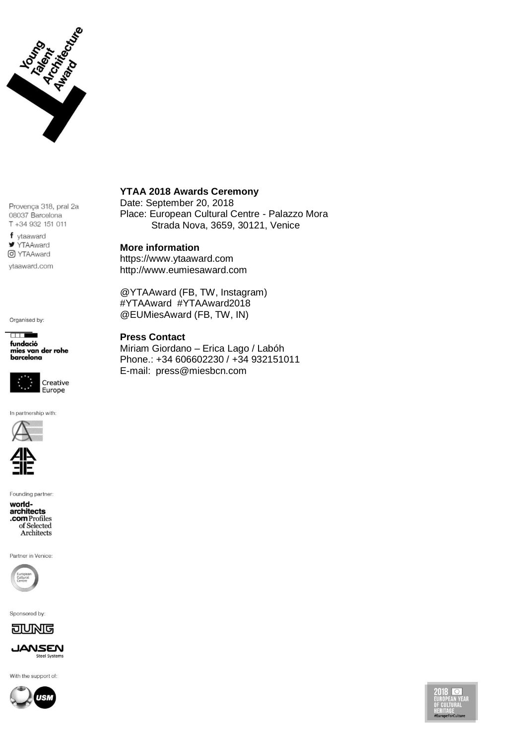**YTAA 2018 Awards Ceremony**
Date: September 20, 2018
Place: European Cultural Centre - Palazzo Mora
Strada Nova, 3659, 30121, Venice

**More information**
https://www.ytaaward.com
http://www.eumiesaward.com

@YTAAward (FB, TW, Instagram)
#YTAAward #YTAAward2018
@EUMiesAward (FB, TW, IN)

**Press Contact**
Miriam Giordano – Erica Lago / Labóh
Phone.: +34 606602230 / +34 932151011
E-mail: press@miesbcn.com

Provença 318, pral 2a
08037 Barcelona
T +34 932 151 011

ytaaward
YTAAward
YTAAward

ytaaward.com

Organised by:

fundació mies van der rohe barcelona

Creative Europe

In partnership with:

Founding partner:

world-architects.com Profiles of Selected Architects

Partner in Venice:

Sponsored by:

JUNG

JANSEN Steel Systems

With the support of:

USM

2018 EUROPEAN YEAR OF CULTURAL HERITAGE #EuropeForCulture